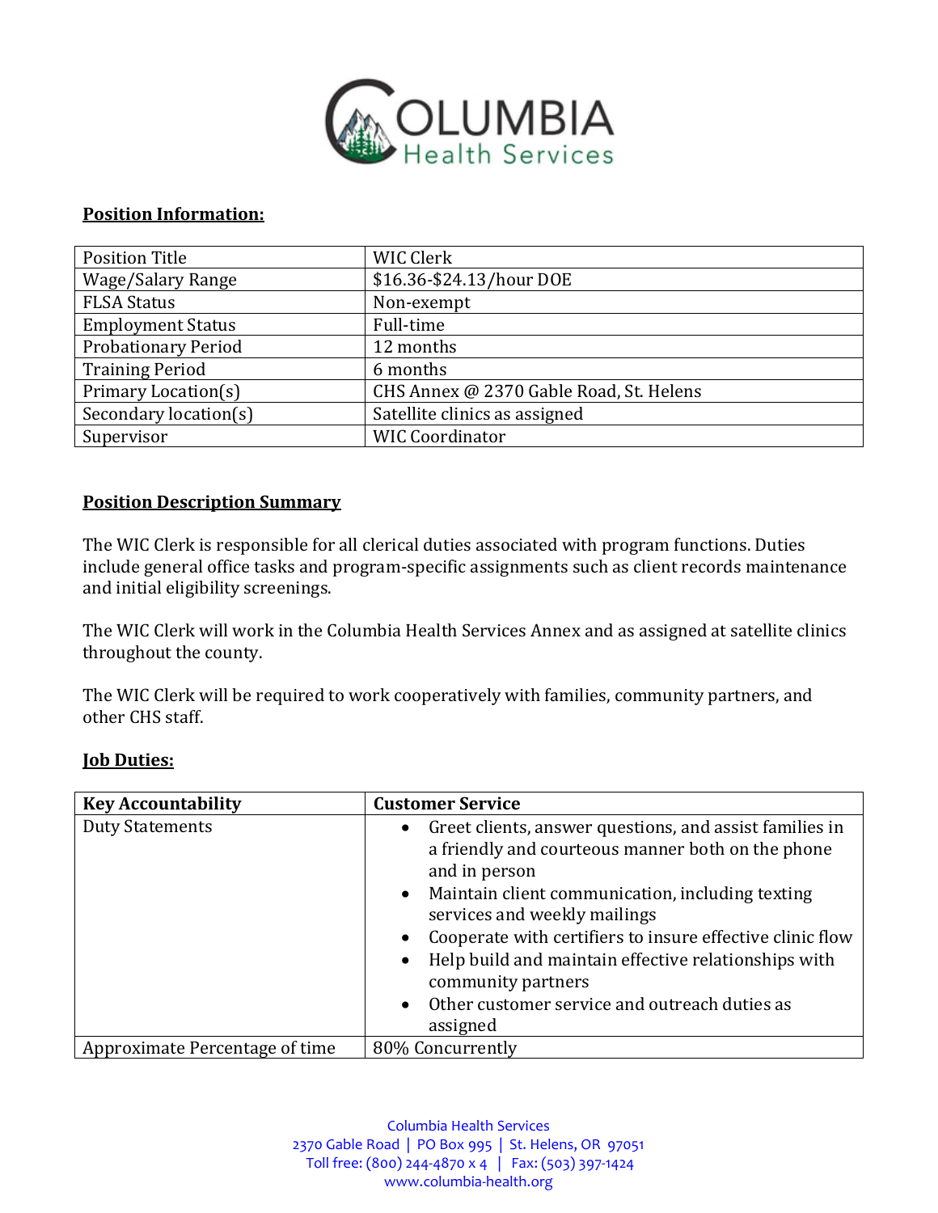# COLUMBIA Health Services

**Position Information:**

| Position Title | WIC Clerk |
|---|---|
| Wage/Salary Range | $16.36-$24.13/hour DOE |
| FLSA Status | Non-exempt |
| Employment Status | Full-time |
| Probationary Period | 12 months |
| Training Period | 6 months |
| Primary Location(s) | CHS Annex @ 2370 Gable Road, St. Helens |
| Secondary location(s) | Satellite clinics as assigned |
| Supervisor | WIC Coordinator |

**Position Description Summary**

The WIC Clerk is responsible for all clerical duties associated with program functions. Duties include general office tasks and program-specific assignments such as client records maintenance and initial eligibility screenings.

The WIC Clerk will work in the Columbia Health Services Annex and as assigned at satellite clinics throughout the county.

The WIC Clerk will be required to work cooperatively with families, community partners, and other CHS staff.

**Job Duties:**

| **Key Accountability** | **Customer Service** |
|---|---|
| Duty Statements | • Greet clients, answer questions, and assist families in a friendly and courteous manner both on the phone and in person<br>• Maintain client communication, including texting services and weekly mailings<br>• Cooperate with certifiers to insure effective clinic flow<br>• Help build and maintain effective relationships with community partners<br>• Other customer service and outreach duties as assigned |
| Approximate Percentage of time | 80% Concurrently |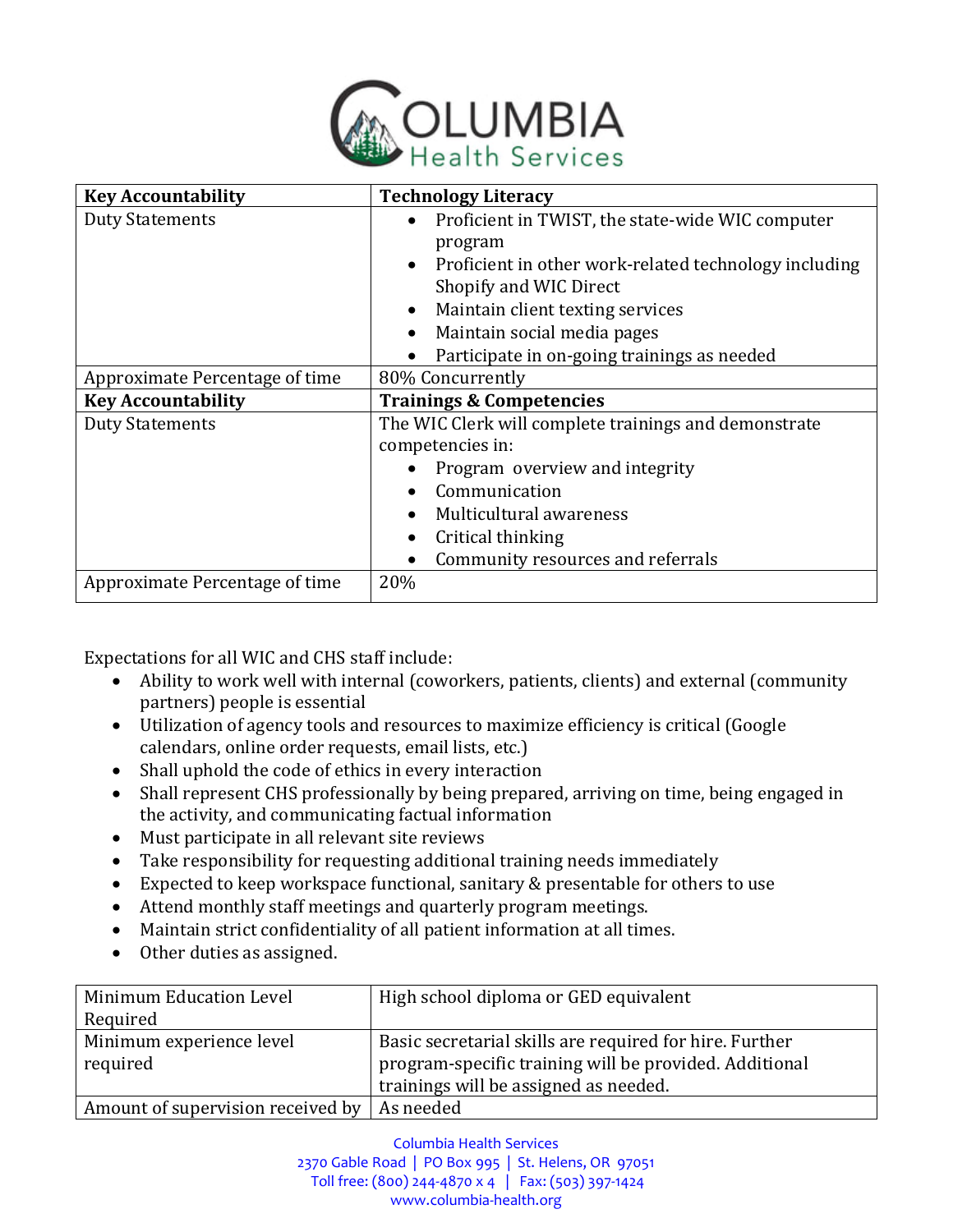| Key Accountability | Technology Literacy |
|---|---|
| Duty Statements | • Proficient in TWIST, the state-wide WIC computer program<br>• Proficient in other work-related technology including Shopify and WIC Direct<br>• Maintain client texting services<br>• Maintain social media pages<br>• Participate in on-going trainings as needed |
| Approximate Percentage of time | 80% Concurrently |
| **Key Accountability** | **Trainings & Competencies** |
| Duty Statements | The WIC Clerk will complete trainings and demonstrate competencies in:<br>• Program overview and integrity<br>• Communication<br>• Multicultural awareness<br>• Critical thinking<br>• Community resources and referrals |
| Approximate Percentage of time | 20% |

Expectations for all WIC and CHS staff include:

- Ability to work well with internal (coworkers, patients, clients) and external (community partners) people is essential
- Utilization of agency tools and resources to maximize efficiency is critical (Google calendars, online order requests, email lists, etc.)
- Shall uphold the code of ethics in every interaction
- Shall represent CHS professionally by being prepared, arriving on time, being engaged in the activity, and communicating factual information
- Must participate in all relevant site reviews
- Take responsibility for requesting additional training needs immediately
- Expected to keep workspace functional, sanitary & presentable for others to use
- Attend monthly staff meetings and quarterly program meetings.
- Maintain strict confidentiality of all patient information at all times.
- Other duties as assigned.

| Minimum Education Level Required | High school diploma or GED equivalent |
|---|---|
| Minimum experience level required | Basic secretarial skills are required for hire. Further program-specific training will be provided. Additional trainings will be assigned as needed. |
| Amount of supervision received by | As needed |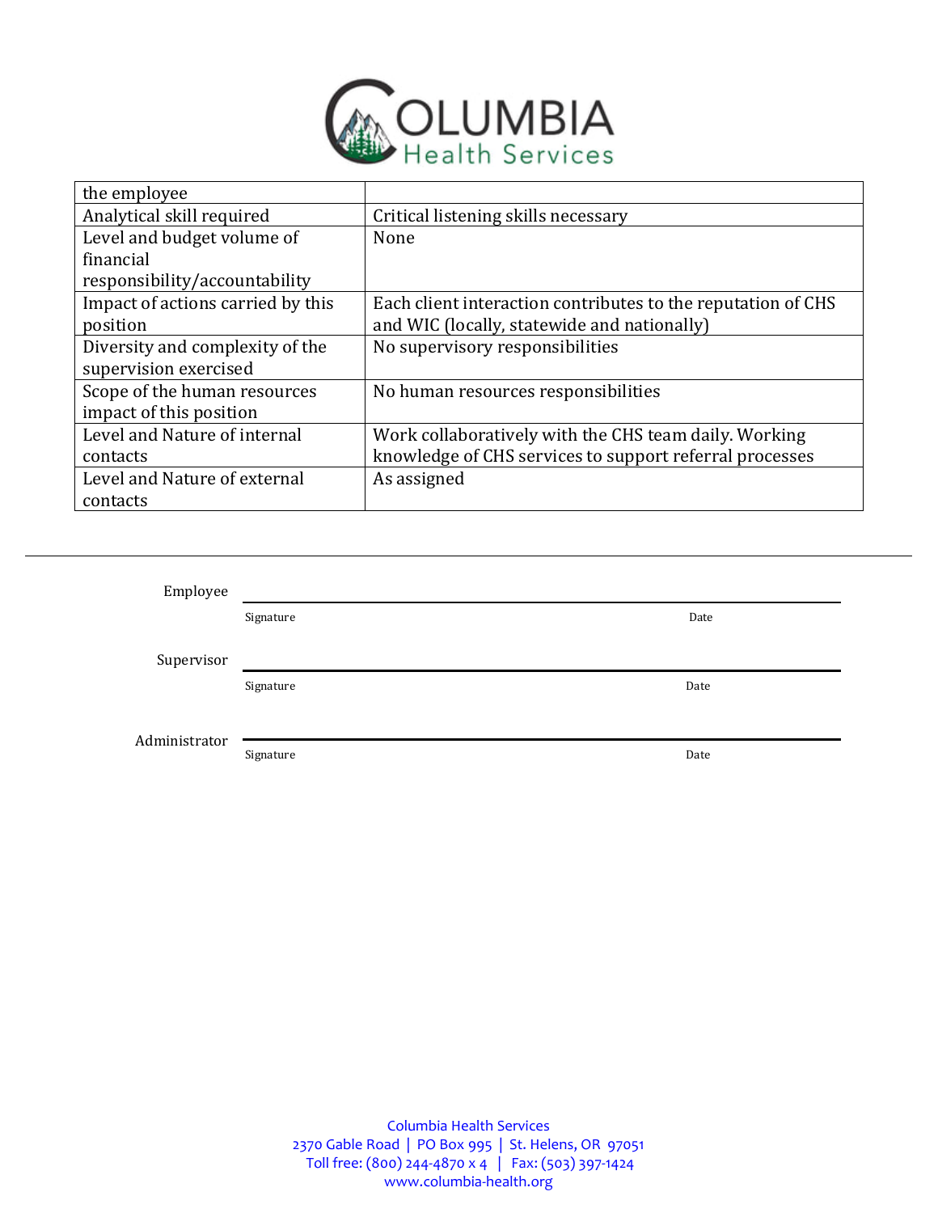| | |
|---|---|
| the employee | |
| Analytical skill required | Critical listening skills necessary |
| Level and budget volume of financial responsibility/accountability | None |
| Impact of actions carried by this position | Each client interaction contributes to the reputation of CHS and WIC (locally, statewide and nationally) |
| Diversity and complexity of the supervision exercised | No supervisory responsibilities |
| Scope of the human resources impact of this position | No human resources responsibilities |
| Level and Nature of internal contacts | Work collaboratively with the CHS team daily. Working knowledge of CHS services to support referral processes |
| Level and Nature of external contacts | As assigned |

---

Employee ______________________________________________

Signature                                                                                    Date

Supervisor ______________________________________________

Signature                                                                                    Date

Administrator ______________________________________________

Signature                                                                                    Date

Columbia Health Services
2370 Gable Road | PO Box 995 | St. Helens, OR 97051
Toll free: (800) 244-4870 x 4 | Fax: (503) 397-1424
www.columbia-health.org